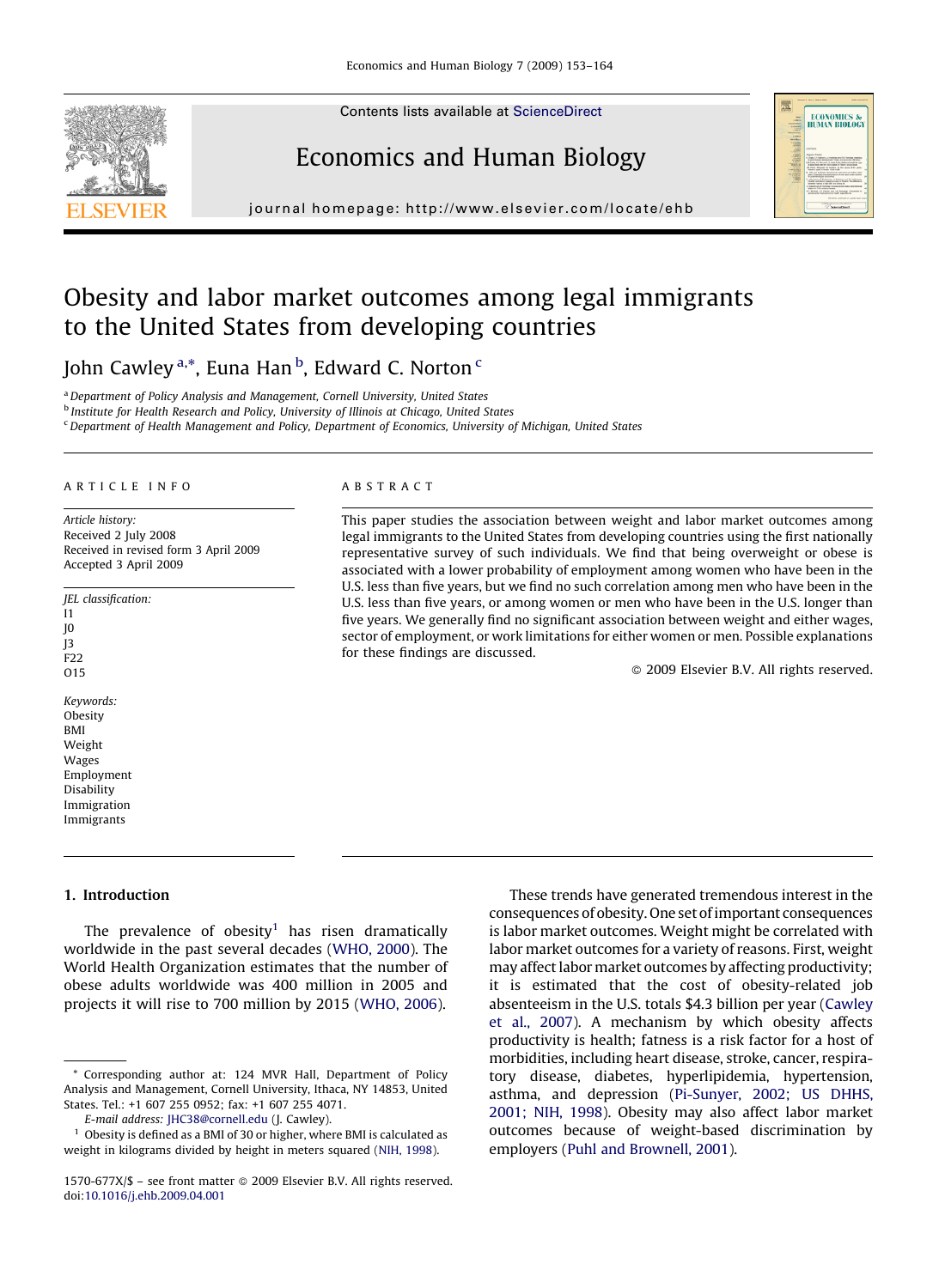# Obesity and labor market outcomes among legal immigrants to the United States from developing countries

John Cawley [a,*], Euna Han [b], Edward C. Norton [c]

[a] Department of Policy Analysis and Management, Cornell University, United States
[b] Institute for Health Research and Policy, University of Illinois at Chicago, United States
[c] Department of Health Management and Policy, Department of Economics, University of Michigan, United States

## ARTICLE INFO

*Article history:*
Received 2 July 2008
Received in revised form 3 April 2009
Accepted 3 April 2009

*JEL classification:*
I1
J0
J3
F22
O15

*Keywords:*
Obesity
BMI
Weight
Wages
Employment
Disability
Immigration
Immigrants

## ABSTRACT

This paper studies the association between weight and labor market outcomes among legal immigrants to the United States from developing countries using the first nationally representative survey of such individuals. We find that being overweight or obese is associated with a lower probability of employment among women who have been in the U.S. less than five years, but we find no such correlation among men who have been in the U.S. less than five years, or among women or men who have been in the U.S. longer than five years. We generally find no significant association between weight and either wages, sector of employment, or work limitations for either women or men. Possible explanations for these findings are discussed.

© 2009 Elsevier B.V. All rights reserved.

## 1. Introduction

The prevalence of obesity[1] has risen dramatically worldwide in the past several decades (WHO, 2000). The World Health Organization estimates that the number of obese adults worldwide was 400 million in 2005 and projects it will rise to 700 million by 2015 (WHO, 2006).

These trends have generated tremendous interest in the consequences of obesity. One set of important consequences is labor market outcomes. Weight might be correlated with labor market outcomes for a variety of reasons. First, weight may affect labor market outcomes by affecting productivity; it is estimated that the cost of obesity-related job absenteeism in the U.S. totals $4.3 billion per year (Cawley et al., 2007). A mechanism by which obesity affects productivity is health; fatness is a risk factor for a host of morbidities, including heart disease, stroke, cancer, respiratory disease, diabetes, hyperlipidemia, hypertension, asthma, and depression (Pi-Sunyer, 2002; US DHHS, 2001; NIH, 1998). Obesity may also affect labor market outcomes because of weight-based discrimination by employers (Puhl and Brownell, 2001).

---

* Corresponding author at: 124 MVR Hall, Department of Policy Analysis and Management, Cornell University, Ithaca, NY 14853, United States. Tel.: +1 607 255 0952; fax: +1 607 255 4071.
*E-mail address:* JHC38@cornell.edu (J. Cawley).

[1] Obesity is defined as a BMI of 30 or higher, where BMI is calculated as weight in kilograms divided by height in meters squared (NIH, 1998).

1570-677X/$ – see front matter © 2009 Elsevier B.V. All rights reserved.
doi:10.1016/j.ehb.2009.04.001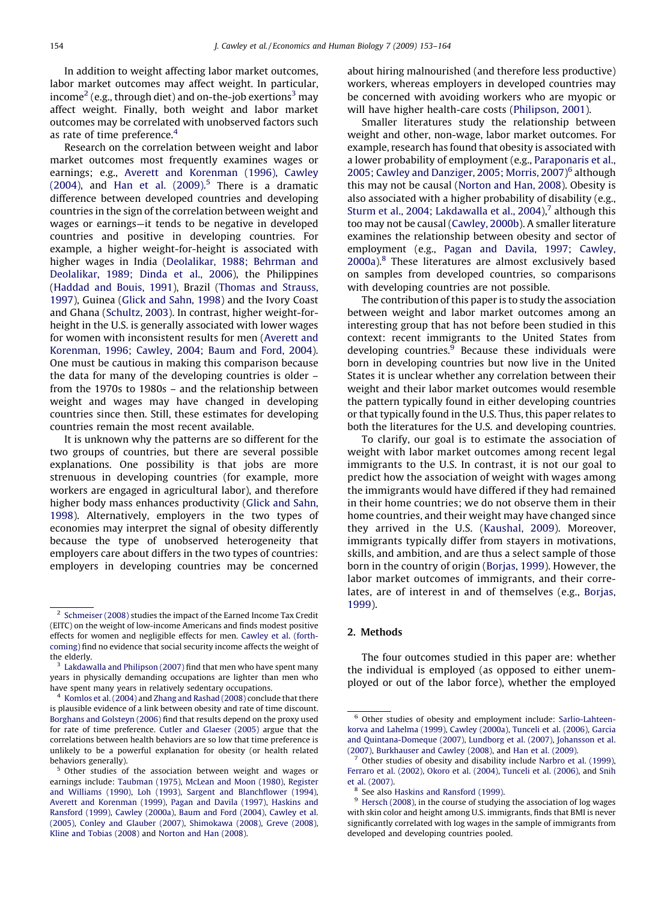In addition to weight affecting labor market outcomes, labor market outcomes may affect weight. In particular, income[2] (e.g., through diet) and on-the-job exertions[3] may affect weight. Finally, both weight and labor market outcomes may be correlated with unobserved factors such as rate of time preference.[4]

Research on the correlation between weight and labor market outcomes most frequently examines wages or earnings; e.g., Averett and Korenman (1996), Cawley (2004), and Han et al. (2009).[5] There is a dramatic difference between developed countries and developing countries in the sign of the correlation between weight and wages or earnings—it tends to be negative in developed countries and positive in developing countries. For example, a higher weight-for-height is associated with higher wages in India (Deolalikar, 1988; Behrman and Deolalikar, 1989; Dinda et al., 2006), the Philippines (Haddad and Bouis, 1991), Brazil (Thomas and Strauss, 1997), Guinea (Glick and Sahn, 1998) and the Ivory Coast and Ghana (Schultz, 2003). In contrast, higher weight-for-height in the U.S. is generally associated with lower wages for women with inconsistent results for men (Averett and Korenman, 1996; Cawley, 2004; Baum and Ford, 2004). One must be cautious in making this comparison because the data for many of the developing countries is older – from the 1970s to 1980s – and the relationship between weight and wages may have changed in developing countries since then. Still, these estimates for developing countries remain the most recent available.

It is unknown why the patterns are so different for the two groups of countries, but there are several possible explanations. One possibility is that jobs are more strenuous in developing countries (for example, more workers are engaged in agricultural labor), and therefore higher body mass enhances productivity (Glick and Sahn, 1998). Alternatively, employers in the two types of economies may interpret the signal of obesity differently because the type of unobserved heterogeneity that employers care about differs in the two types of countries: employers in developing countries may be concerned about hiring malnourished (and therefore less productive) workers, whereas employers in developed countries may be concerned with avoiding workers who are myopic or will have higher health-care costs (Philipson, 2001).

Smaller literatures study the relationship between weight and other, non-wage, labor market outcomes. For example, research has found that obesity is associated with a lower probability of employment (e.g., Paraponaris et al., 2005; Cawley and Danziger, 2005; Morris, 2007)[6] although this may not be causal (Norton and Han, 2008). Obesity is also associated with a higher probability of disability (e.g., Sturm et al., 2004; Lakdawalla et al., 2004),[7] although this too may not be causal (Cawley, 2000b). A smaller literature examines the relationship between obesity and sector of employment (e.g., Pagan and Davila, 1997; Cawley, 2000a).[8] These literatures are almost exclusively based on samples from developed countries, so comparisons with developing countries are not possible.

The contribution of this paper is to study the association between weight and labor market outcomes among an interesting group that has not before been studied in this context: recent immigrants to the United States from developing countries.[9] Because these individuals were born in developing countries but now live in the United States it is unclear whether any correlation between their weight and their labor market outcomes would resemble the pattern typically found in either developing countries or that typically found in the U.S. Thus, this paper relates to both the literatures for the U.S. and developing countries.

To clarify, our goal is to estimate the association of weight with labor market outcomes among recent legal immigrants to the U.S. In contrast, it is not our goal to predict how the association of weight with wages among the immigrants would have differed if they had remained in their home countries; we do not observe them in their home countries, and their weight may have changed since they arrived in the U.S. (Kaushal, 2009). Moreover, immigrants typically differ from stayers in motivations, skills, and ambition, and are thus a select sample of those born in the country of origin (Borjas, 1999). However, the labor market outcomes of immigrants, and their correlates, are of interest in and of themselves (e.g., Borjas, 1999).

## 2. Methods

The four outcomes studied in this paper are: whether the individual is employed (as opposed to either unemployed or out of the labor force), whether the employed

---

[2] Schmeiser (2008) studies the impact of the Earned Income Tax Credit (EITC) on the weight of low-income Americans and finds modest positive effects for women and negligible effects for men. Cawley et al. (forthcoming) find no evidence that social security income affects the weight of the elderly.

[3] Lakdawalla and Philipson (2007) find that men who have spent many years in physically demanding occupations are lighter than men who have spent many years in relatively sedentary occupations.

[4] Komlos et al. (2004) and Zhang and Rashad (2008) conclude that there is plausible evidence of a link between obesity and rate of time discount. Borghans and Golsteyn (2006) find that results depend on the proxy used for rate of time preference. Cutler and Glaeser (2005) argue that the correlations between health behaviors are so low that time preference is unlikely to be a powerful explanation for obesity (or health related behaviors generally).

[5] Other studies of the association between weight and wages or earnings include: Taubman (1975), McLean and Moon (1980), Register and Williams (1990), Loh (1993), Sargent and Blanchflower (1994), Averett and Korenman (1999), Pagan and Davila (1997), Haskins and Ransford (1999), Cawley (2000a), Baum and Ford (2004), Cawley et al. (2005), Conley and Glauber (2007), Shimokawa (2008), Greve (2008), Kline and Tobias (2008) and Norton and Han (2008).

[6] Other studies of obesity and employment include: Sarlio-Lahteenkorva and Lahelma (1999), Cawley (2000a), Tunceli et al. (2006), Garcia and Quintana-Domeque (2007), Lundborg et al. (2007), Johansson et al. (2007), Burkhauser and Cawley (2008), and Han et al. (2009).

[7] Other studies of obesity and disability include Narbro et al. (1999), Ferraro et al. (2002), Okoro et al. (2004), Tunceli et al. (2006), and Snih et al. (2007).

[8] See also Haskins and Ransford (1999).

[9] Hersch (2008), in the course of studying the association of log wages with skin color and height among U.S. immigrants, finds that BMI is never significantly correlated with log wages in the sample of immigrants from developed and developing countries pooled.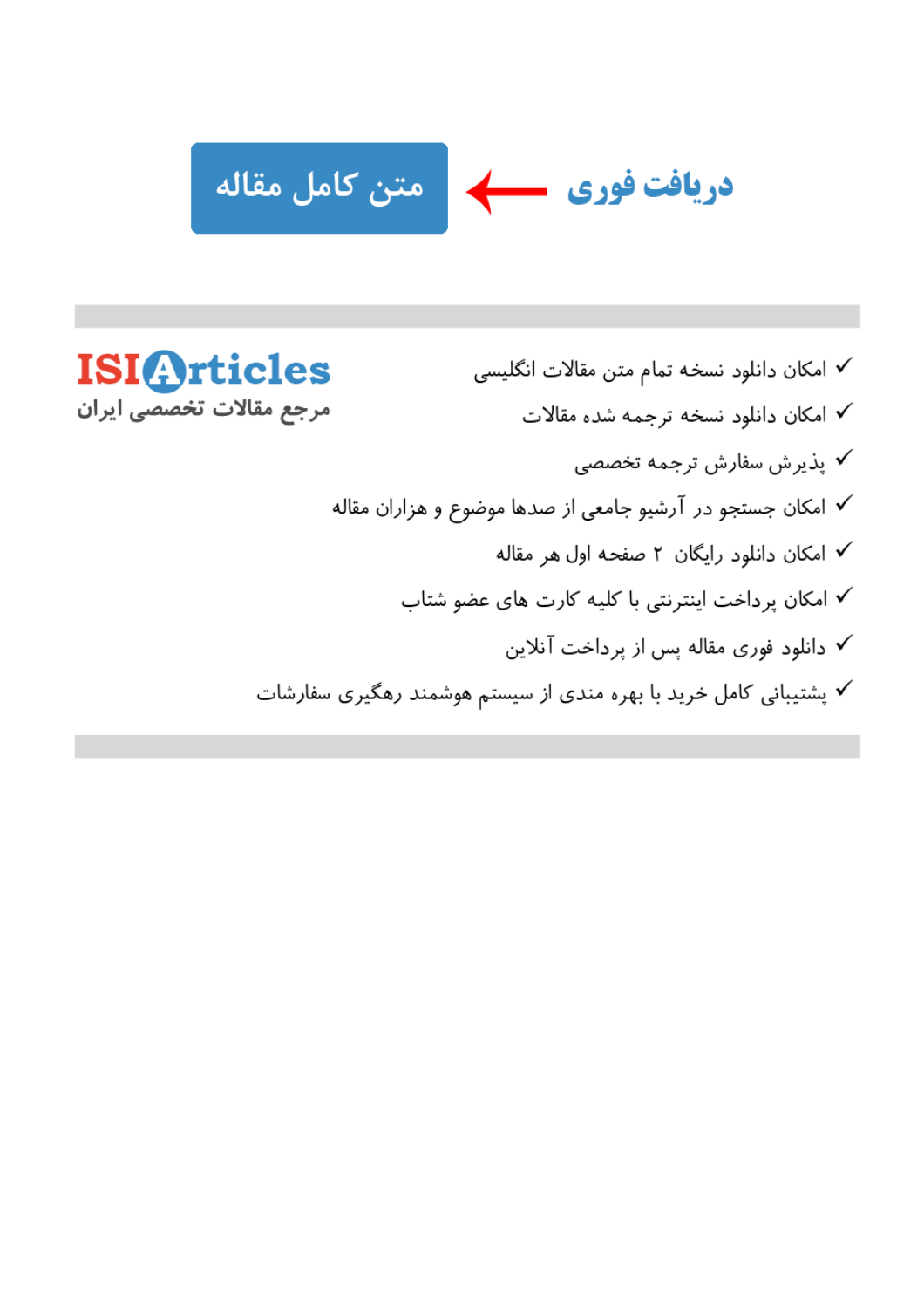دریافت فوری ← **متن کامل مقاله**

**ISIArticles**
مرجع مقالات تخصصی ایران

- ✓ امکان دانلود نسخه تمام متن مقالات انگلیسی
- ✓ امکان دانلود نسخه ترجمه شده مقالات
- ✓ پذیرش سفارش ترجمه تخصصی
- ✓ امکان جستجو در آرشیو جامعی از صدها موضوع و هزاران مقاله
- ✓ امکان دانلود رایگان ۲ صفحه اول هر مقاله
- ✓ امکان پرداخت اینترنتی با کلیه کارت های عضو شتاب
- ✓ دانلود فوری مقاله پس از پرداخت آنلاین
- ✓ پشتیبانی کامل خرید با بهره مندی از سیستم هوشمند رهگیری سفارشات